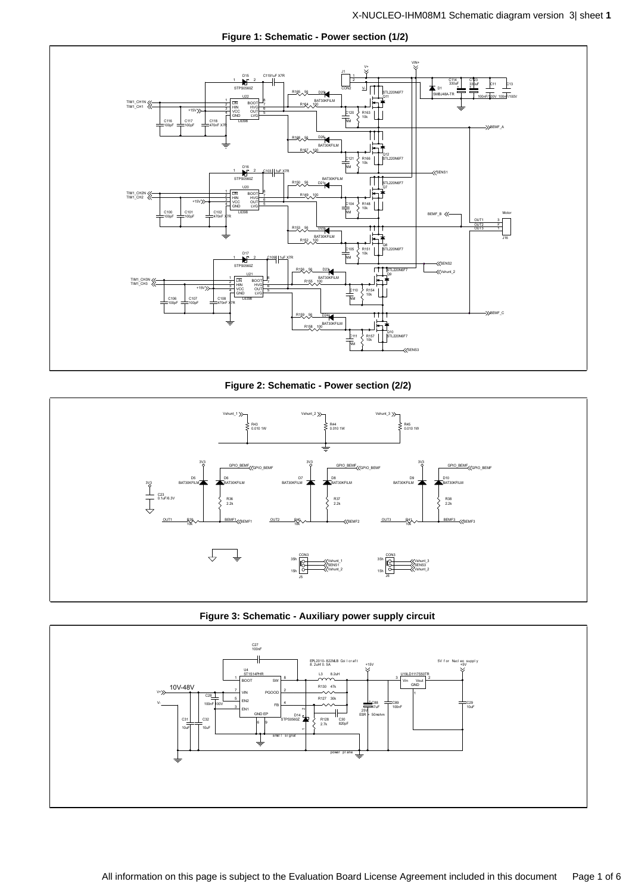X-NUCLEO-IHM08M1 Schematic diagram version 3| sheet 1

**Figure 1: Schematic - Power section (1/2)**

**Figure 2: Schematic - Power section (2/2)**

**Figure 3: Schematic - Auxiliary power supply circuit**

All information on this page is subject to the Evaluation Board License Agreement included in this document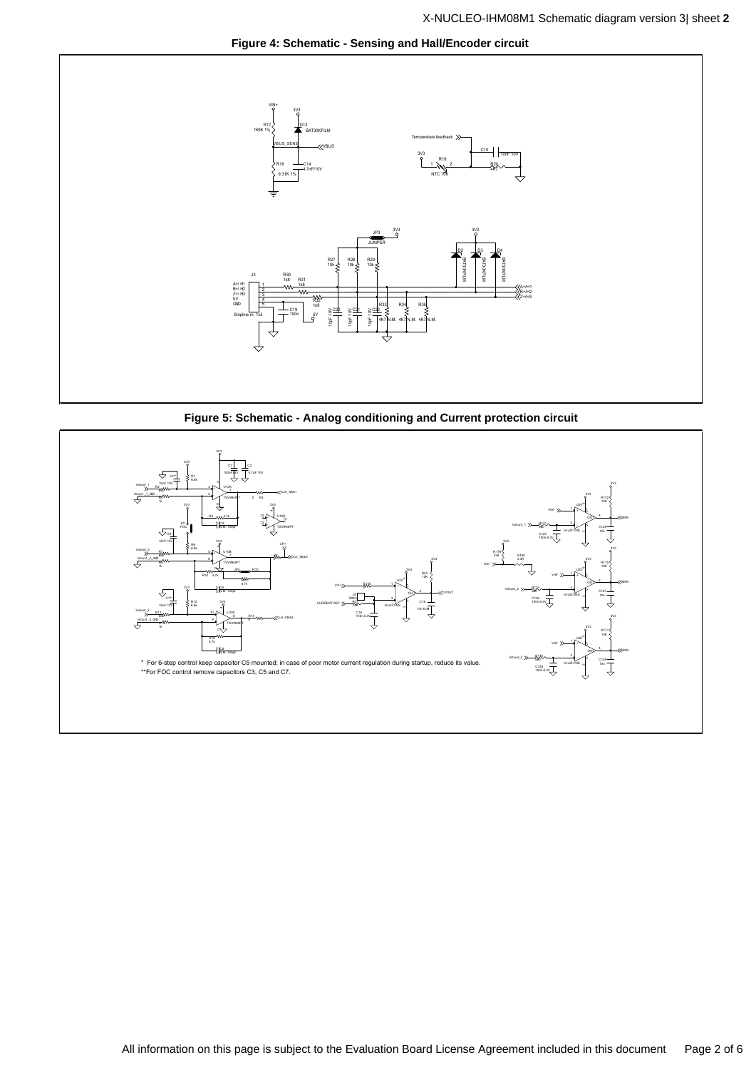**Figure 4: Schematic - Sensing and Hall/Encoder circuit**

**Figure 5: Schematic - Analog conditioning and Current protection circuit**

\* For 6-step control keep capacitor C5 mounted; in case of poor motor current regulation during startup, reduce its value.

\*\*For FOC control remove capacitors C3, C5 and C7.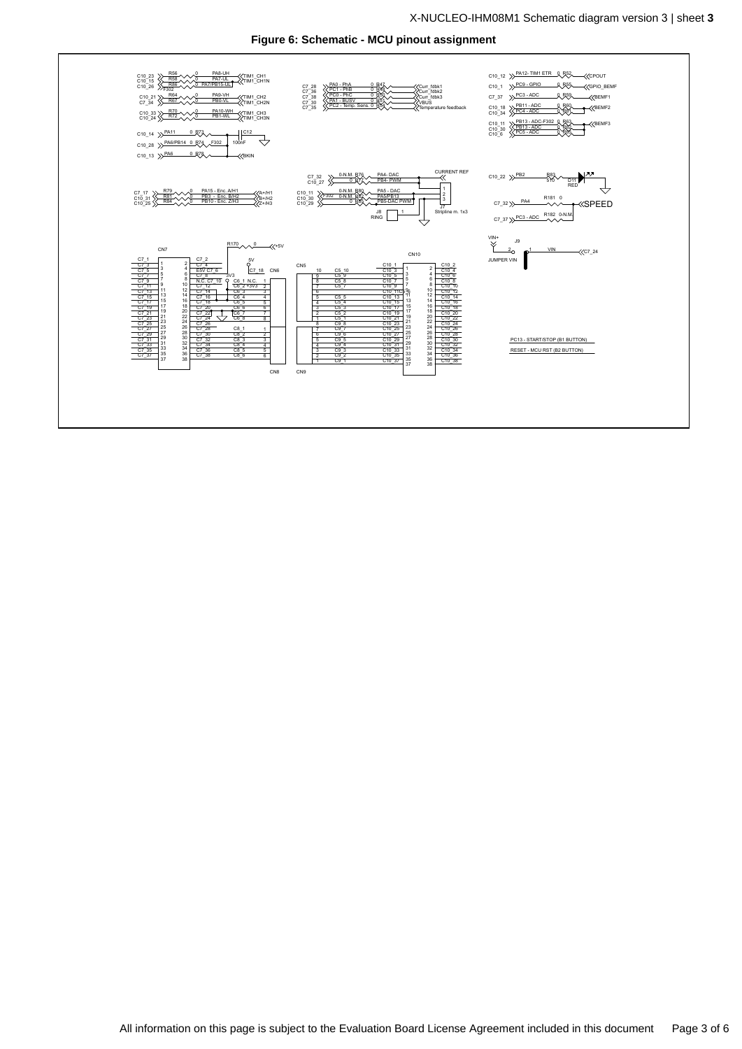**Figure 6: Schematic - MCU pinout assignment**

C10_23 R56 0 PA8-UH TIM1_CH1
C10_15 R58 0 PA7-UL TIM1_CH1N
C10_26 R86 0 PA7/PB15-UL
F302
C10_21 R64 0 PA9-VH TIM1_CH2
C7_34 R67 0 PB0-VL TIM1_CH2N
C10_33 R70 0 PA10-WH TIM1_CH3
C10_24 R72 0 PB1-WL TIM1_CH3N
C10_14 PA11 0 R73 C12
C10_28 PA6/PB14 0 R74 F302 100nF
C10_13 PA6 0 R78 BKIN

C7_28 PA0 - PhA 0 R47 Curr_fdbk1
C7_36 PC1 - PhB 0 R48 Curr_fdbk2
C7_38 PC0 - PhC 0 R50 Curr_fdbk3
C7_30 PA1 - BUSV 0 R51 VBUS
C7_35 PC2 - Temp. Sens. 0 R53 Temperature feedback

C10_12 PA12- TIM1 ETR 0 R52 CPOUT
C10_1 PC9 - GPIO 0 R55 GPIO_BEMF
C7_37 PC3 - ADC 0 R59 BEMF1
C10_18 PB11 - ADC 0 R60 BEMF2
C10_34 PC4 - ADC 0 R61
C10_11 PB13 - ADC-F302 0 R63 BEMF3
C10_30 PB13 - ADC 0 R65
C10_6 PC5 - ADC 0 R66

C7_32 0-N.M. R76 PA4- DAC CURRENT REF
C10_27 0 R77 PB4- PWM
C10_11 0-N.M. R80 PA5 - DAC
C10_30 F302 0-N.M. R82 PA5/PB13
C10_29 0 R85 PB5-DAC PWM
J8 RING 1
J7 Stripline m. 1x3

C7_17 R79 0 PA15 - Enc. A/H1 A+/H1
C10_31 R81 0 PB3 - Enc. B/H2 B+/H2
C10_25 R84 0 PB10 - Enc. Z/H3 Z+/H3

C10_22 PB2 R83 510 D11 RED
C7_32 PA4 R181 0 SPEED
C7_37 PC3 - ADC R182 0-N.M.

VIN+ J9 VIN C7_24
JUMPER VIN

R170 0 +5V

CN7, CN6, CN8, CN5, CN9, CN10

PC13 - START/STOP (B1 BUTTON)

RESET - MCU RST (B2 BUTTON)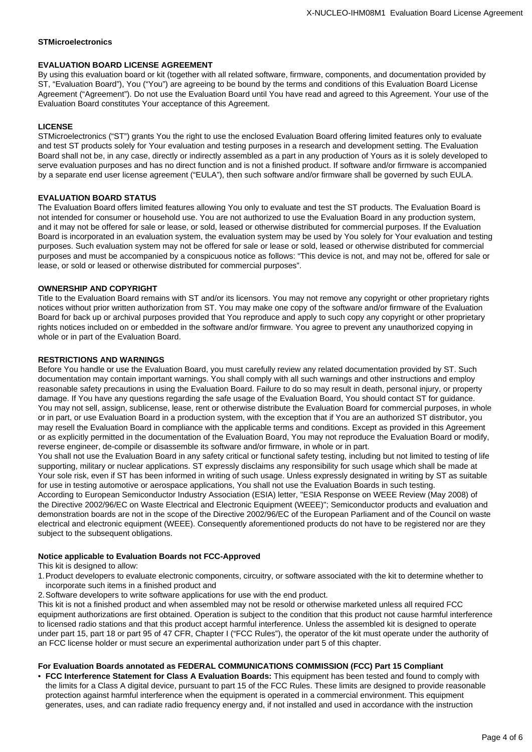**STMicroelectronics**

## EVALUATION BOARD LICENSE AGREEMENT

By using this evaluation board or kit (together with all related software, firmware, components, and documentation provided by ST, “Evaluation Board”), You (“You”) are agreeing to be bound by the terms and conditions of this Evaluation Board License Agreement (“Agreement”). Do not use the Evaluation Board until You have read and agreed to this Agreement. Your use of the Evaluation Board constitutes Your acceptance of this Agreement.

## LICENSE

STMicroelectronics (“ST”) grants You the right to use the enclosed Evaluation Board offering limited features only to evaluate and test ST products solely for Your evaluation and testing purposes in a research and development setting. The Evaluation Board shall not be, in any case, directly or indirectly assembled as a part in any production of Yours as it is solely developed to serve evaluation purposes and has no direct function and is not a finished product. If software and/or firmware is accompanied by a separate end user license agreement (“EULA”), then such software and/or firmware shall be governed by such EULA.

## EVALUATION BOARD STATUS

The Evaluation Board offers limited features allowing You only to evaluate and test the ST products. The Evaluation Board is not intended for consumer or household use. You are not authorized to use the Evaluation Board in any production system, and it may not be offered for sale or lease, or sold, leased or otherwise distributed for commercial purposes. If the Evaluation Board is incorporated in an evaluation system, the evaluation system may be used by You solely for Your evaluation and testing purposes. Such evaluation system may not be offered for sale or lease or sold, leased or otherwise distributed for commercial purposes and must be accompanied by a conspicuous notice as follows: “This device is not, and may not be, offered for sale or lease, or sold or leased or otherwise distributed for commercial purposes”.

## OWNERSHIP AND COPYRIGHT

Title to the Evaluation Board remains with ST and/or its licensors. You may not remove any copyright or other proprietary rights notices without prior written authorization from ST. You may make one copy of the software and/or firmware of the Evaluation Board for back up or archival purposes provided that You reproduce and apply to such copy any copyright or other proprietary rights notices included on or embedded in the software and/or firmware. You agree to prevent any unauthorized copying in whole or in part of the Evaluation Board.

## RESTRICTIONS AND WARNINGS

Before You handle or use the Evaluation Board, you must carefully review any related documentation provided by ST. Such documentation may contain important warnings. You shall comply with all such warnings and other instructions and employ reasonable safety precautions in using the Evaluation Board. Failure to do so may result in death, personal injury, or property damage. If You have any questions regarding the safe usage of the Evaluation Board, You should contact ST for guidance. You may not sell, assign, sublicense, lease, rent or otherwise distribute the Evaluation Board for commercial purposes, in whole or in part, or use Evaluation Board in a production system, with the exception that if You are an authorized ST distributor, you may resell the Evaluation Board in compliance with the applicable terms and conditions. Except as provided in this Agreement or as explicitly permitted in the documentation of the Evaluation Board, You may not reproduce the Evaluation Board or modify, reverse engineer, de-compile or disassemble its software and/or firmware, in whole or in part.

You shall not use the Evaluation Board in any safety critical or functional safety testing, including but not limited to testing of life supporting, military or nuclear applications. ST expressly disclaims any responsibility for such usage which shall be made at Your sole risk, even if ST has been informed in writing of such usage. Unless expressly designated in writing by ST as suitable for use in testing automotive or aerospace applications, You shall not use the Evaluation Boards in such testing.

According to European Semiconductor Industry Association (ESIA) letter, "ESIA Response on WEEE Review (May 2008) of the Directive 2002/96/EC on Waste Electrical and Electronic Equipment (WEEE)"; Semiconductor products and evaluation and demonstration boards are not in the scope of the Directive 2002/96/EC of the European Parliament and of the Council on waste electrical and electronic equipment (WEEE). Consequently aforementioned products do not have to be registered nor are they subject to the subsequent obligations.

## Notice applicable to Evaluation Boards not FCC-Approved

This kit is designed to allow:

1. Product developers to evaluate electronic components, circuitry, or software associated with the kit to determine whether to incorporate such items in a finished product and
2. Software developers to write software applications for use with the end product.

This kit is not a finished product and when assembled may not be resold or otherwise marketed unless all required FCC equipment authorizations are first obtained. Operation is subject to the condition that this product not cause harmful interference to licensed radio stations and that this product accept harmful interference. Unless the assembled kit is designed to operate under part 15, part 18 or part 95 of 47 CFR, Chapter I (“FCC Rules”), the operator of the kit must operate under the authority of an FCC license holder or must secure an experimental authorization under part 5 of this chapter.

## For Evaluation Boards annotated as FEDERAL COMMUNICATIONS COMMISSION (FCC) Part 15 Compliant

- **FCC Interference Statement for Class A Evaluation Boards:** This equipment has been tested and found to comply with the limits for a Class A digital device, pursuant to part 15 of the FCC Rules. These limits are designed to provide reasonable protection against harmful interference when the equipment is operated in a commercial environment. This equipment generates, uses, and can radiate radio frequency energy and, if not installed and used in accordance with the instruction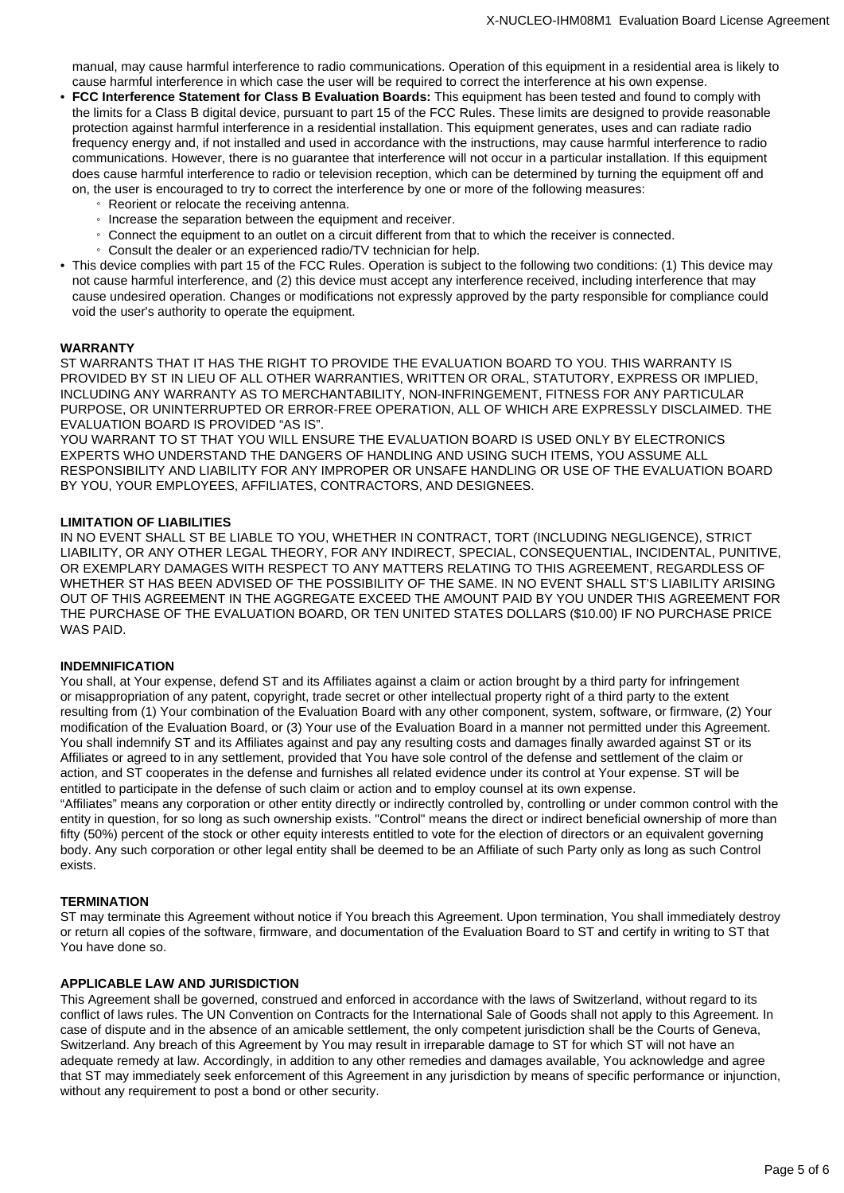manual, may cause harmful interference to radio communications. Operation of this equipment in a residential area is likely to cause harmful interference in which case the user will be required to correct the interference at his own expense.

- **FCC Interference Statement for Class B Evaluation Boards:** This equipment has been tested and found to comply with the limits for a Class B digital device, pursuant to part 15 of the FCC Rules. These limits are designed to provide reasonable protection against harmful interference in a residential installation. This equipment generates, uses and can radiate radio frequency energy and, if not installed and used in accordance with the instructions, may cause harmful interference to radio communications. However, there is no guarantee that interference will not occur in a particular installation. If this equipment does cause harmful interference to radio or television reception, which can be determined by turning the equipment off and on, the user is encouraged to try to correct the interference by one or more of the following measures:
  - Reorient or relocate the receiving antenna.
  - Increase the separation between the equipment and receiver.
  - Connect the equipment to an outlet on a circuit different from that to which the receiver is connected.
  - Consult the dealer or an experienced radio/TV technician for help.
- This device complies with part 15 of the FCC Rules. Operation is subject to the following two conditions: (1) This device may not cause harmful interference, and (2) this device must accept any interference received, including interference that may cause undesired operation. Changes or modifications not expressly approved by the party responsible for compliance could void the user's authority to operate the equipment.

**WARRANTY**

ST WARRANTS THAT IT HAS THE RIGHT TO PROVIDE THE EVALUATION BOARD TO YOU. THIS WARRANTY IS PROVIDED BY ST IN LIEU OF ALL OTHER WARRANTIES, WRITTEN OR ORAL, STATUTORY, EXPRESS OR IMPLIED, INCLUDING ANY WARRANTY AS TO MERCHANTABILITY, NON-INFRINGEMENT, FITNESS FOR ANY PARTICULAR PURPOSE, OR UNINTERRUPTED OR ERROR-FREE OPERATION, ALL OF WHICH ARE EXPRESSLY DISCLAIMED. THE EVALUATION BOARD IS PROVIDED "AS IS".

YOU WARRANT TO ST THAT YOU WILL ENSURE THE EVALUATION BOARD IS USED ONLY BY ELECTRONICS EXPERTS WHO UNDERSTAND THE DANGERS OF HANDLING AND USING SUCH ITEMS, YOU ASSUME ALL RESPONSIBILITY AND LIABILITY FOR ANY IMPROPER OR UNSAFE HANDLING OR USE OF THE EVALUATION BOARD BY YOU, YOUR EMPLOYEES, AFFILIATES, CONTRACTORS, AND DESIGNEES.

**LIMITATION OF LIABILITIES**

IN NO EVENT SHALL ST BE LIABLE TO YOU, WHETHER IN CONTRACT, TORT (INCLUDING NEGLIGENCE), STRICT LIABILITY, OR ANY OTHER LEGAL THEORY, FOR ANY INDIRECT, SPECIAL, CONSEQUENTIAL, INCIDENTAL, PUNITIVE, OR EXEMPLARY DAMAGES WITH RESPECT TO ANY MATTERS RELATING TO THIS AGREEMENT, REGARDLESS OF WHETHER ST HAS BEEN ADVISED OF THE POSSIBILITY OF THE SAME. IN NO EVENT SHALL ST'S LIABILITY ARISING OUT OF THIS AGREEMENT IN THE AGGREGATE EXCEED THE AMOUNT PAID BY YOU UNDER THIS AGREEMENT FOR THE PURCHASE OF THE EVALUATION BOARD, OR TEN UNITED STATES DOLLARS ($10.00) IF NO PURCHASE PRICE WAS PAID.

**INDEMNIFICATION**

You shall, at Your expense, defend ST and its Affiliates against a claim or action brought by a third party for infringement or misappropriation of any patent, copyright, trade secret or other intellectual property right of a third party to the extent resulting from (1) Your combination of the Evaluation Board with any other component, system, software, or firmware, (2) Your modification of the Evaluation Board, or (3) Your use of the Evaluation Board in a manner not permitted under this Agreement. You shall indemnify ST and its Affiliates against and pay any resulting costs and damages finally awarded against ST or its Affiliates or agreed to in any settlement, provided that You have sole control of the defense and settlement of the claim or action, and ST cooperates in the defense and furnishes all related evidence under its control at Your expense. ST will be entitled to participate in the defense of such claim or action and to employ counsel at its own expense.

"Affiliates" means any corporation or other entity directly or indirectly controlled by, controlling or under common control with the entity in question, for so long as such ownership exists. "Control" means the direct or indirect beneficial ownership of more than fifty (50%) percent of the stock or other equity interests entitled to vote for the election of directors or an equivalent governing body. Any such corporation or other legal entity shall be deemed to be an Affiliate of such Party only as long as such Control exists.

**TERMINATION**

ST may terminate this Agreement without notice if You breach this Agreement. Upon termination, You shall immediately destroy or return all copies of the software, firmware, and documentation of the Evaluation Board to ST and certify in writing to ST that You have done so.

**APPLICABLE LAW AND JURISDICTION**

This Agreement shall be governed, construed and enforced in accordance with the laws of Switzerland, without regard to its conflict of laws rules. The UN Convention on Contracts for the International Sale of Goods shall not apply to this Agreement. In case of dispute and in the absence of an amicable settlement, the only competent jurisdiction shall be the Courts of Geneva, Switzerland. Any breach of this Agreement by You may result in irreparable damage to ST for which ST will not have an adequate remedy at law. Accordingly, in addition to any other remedies and damages available, You acknowledge and agree that ST may immediately seek enforcement of this Agreement in any jurisdiction by means of specific performance or injunction, without any requirement to post a bond or other security.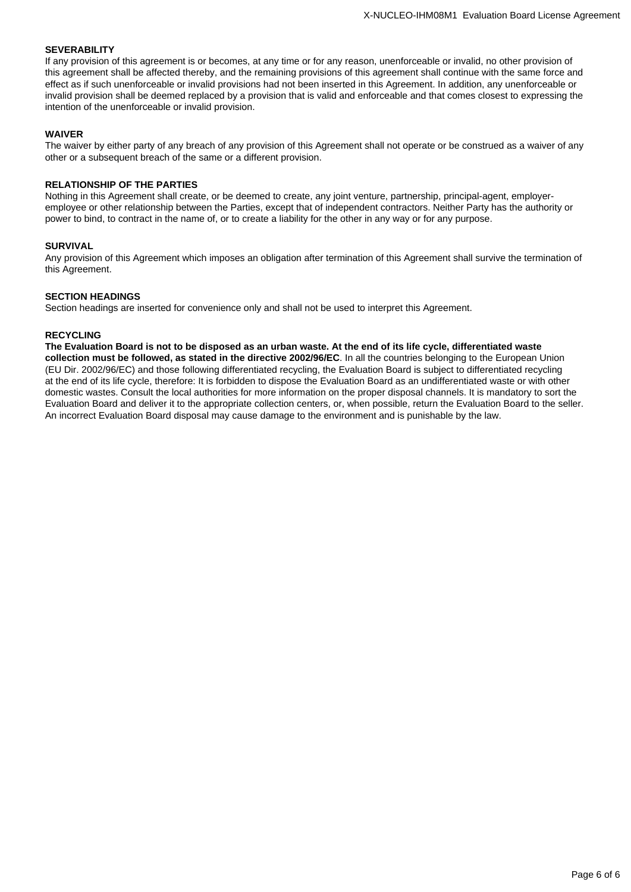**SEVERABILITY**

If any provision of this agreement is or becomes, at any time or for any reason, unenforceable or invalid, no other provision of this agreement shall be affected thereby, and the remaining provisions of this agreement shall continue with the same force and effect as if such unenforceable or invalid provisions had not been inserted in this Agreement. In addition, any unenforceable or invalid provision shall be deemed replaced by a provision that is valid and enforceable and that comes closest to expressing the intention of the unenforceable or invalid provision.

**WAIVER**

The waiver by either party of any breach of any provision of this Agreement shall not operate or be construed as a waiver of any other or a subsequent breach of the same or a different provision.

**RELATIONSHIP OF THE PARTIES**

Nothing in this Agreement shall create, or be deemed to create, any joint venture, partnership, principal-agent, employer-employee or other relationship between the Parties, except that of independent contractors. Neither Party has the authority or power to bind, to contract in the name of, or to create a liability for the other in any way or for any purpose.

**SURVIVAL**

Any provision of this Agreement which imposes an obligation after termination of this Agreement shall survive the termination of this Agreement.

**SECTION HEADINGS**

Section headings are inserted for convenience only and shall not be used to interpret this Agreement.

**RECYCLING**

**The Evaluation Board is not to be disposed as an urban waste. At the end of its life cycle, differentiated waste collection must be followed, as stated in the directive 2002/96/EC**. In all the countries belonging to the European Union (EU Dir. 2002/96/EC) and those following differentiated recycling, the Evaluation Board is subject to differentiated recycling at the end of its life cycle, therefore: It is forbidden to dispose the Evaluation Board as an undifferentiated waste or with other domestic wastes. Consult the local authorities for more information on the proper disposal channels. It is mandatory to sort the Evaluation Board and deliver it to the appropriate collection centers, or, when possible, return the Evaluation Board to the seller. An incorrect Evaluation Board disposal may cause damage to the environment and is punishable by the law.